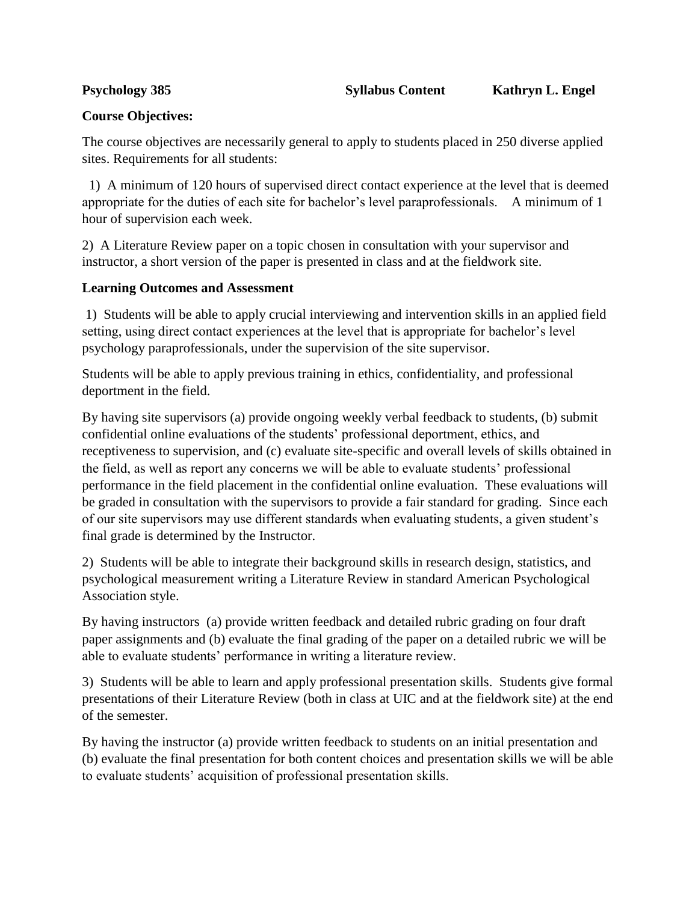**Psychology 385** **Syllabus Content** **Kathryn L. Engel**

**Course Objectives:**

The course objectives are necessarily general to apply to students placed in 250 diverse applied sites. Requirements for all students:

1) A minimum of 120 hours of supervised direct contact experience at the level that is deemed appropriate for the duties of each site for bachelor's level paraprofessionals. A minimum of 1 hour of supervision each week.

2) A Literature Review paper on a topic chosen in consultation with your supervisor and instructor, a short version of the paper is presented in class and at the fieldwork site.

**Learning Outcomes and Assessment**

1) Students will be able to apply crucial interviewing and intervention skills in an applied field setting, using direct contact experiences at the level that is appropriate for bachelor's level psychology paraprofessionals, under the supervision of the site supervisor.

Students will be able to apply previous training in ethics, confidentiality, and professional deportment in the field.

By having site supervisors (a) provide ongoing weekly verbal feedback to students, (b) submit confidential online evaluations of the students' professional deportment, ethics, and receptiveness to supervision, and (c) evaluate site-specific and overall levels of skills obtained in the field, as well as report any concerns we will be able to evaluate students' professional performance in the field placement in the confidential online evaluation. These evaluations will be graded in consultation with the supervisors to provide a fair standard for grading. Since each of our site supervisors may use different standards when evaluating students, a given student's final grade is determined by the Instructor.

2) Students will be able to integrate their background skills in research design, statistics, and psychological measurement writing a Literature Review in standard American Psychological Association style.

By having instructors (a) provide written feedback and detailed rubric grading on four draft paper assignments and (b) evaluate the final grading of the paper on a detailed rubric we will be able to evaluate students' performance in writing a literature review.

3) Students will be able to learn and apply professional presentation skills. Students give formal presentations of their Literature Review (both in class at UIC and at the fieldwork site) at the end of the semester.

By having the instructor (a) provide written feedback to students on an initial presentation and (b) evaluate the final presentation for both content choices and presentation skills we will be able to evaluate students' acquisition of professional presentation skills.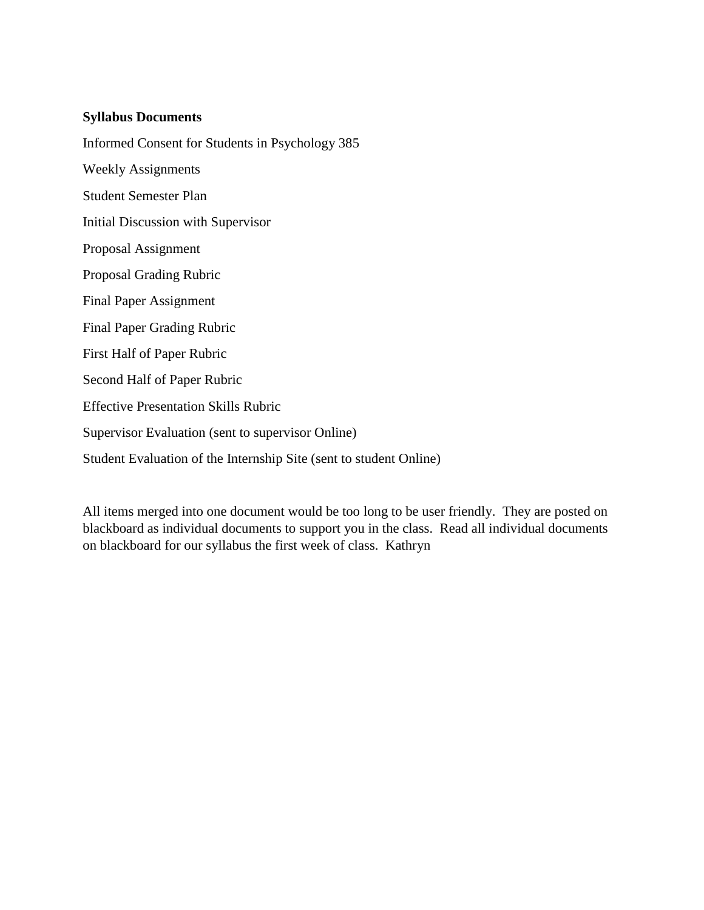**Syllabus Documents**

Informed Consent for Students in Psychology 385

Weekly Assignments

Student Semester Plan

Initial Discussion with Supervisor

Proposal Assignment

Proposal Grading Rubric

Final Paper Assignment

Final Paper Grading Rubric

First Half of Paper Rubric

Second Half of Paper Rubric

Effective Presentation Skills Rubric

Supervisor Evaluation (sent to supervisor Online)

Student Evaluation of the Internship Site (sent to student Online)

All items merged into one document would be too long to be user friendly. They are posted on blackboard as individual documents to support you in the class. Read all individual documents on blackboard for our syllabus the first week of class. Kathryn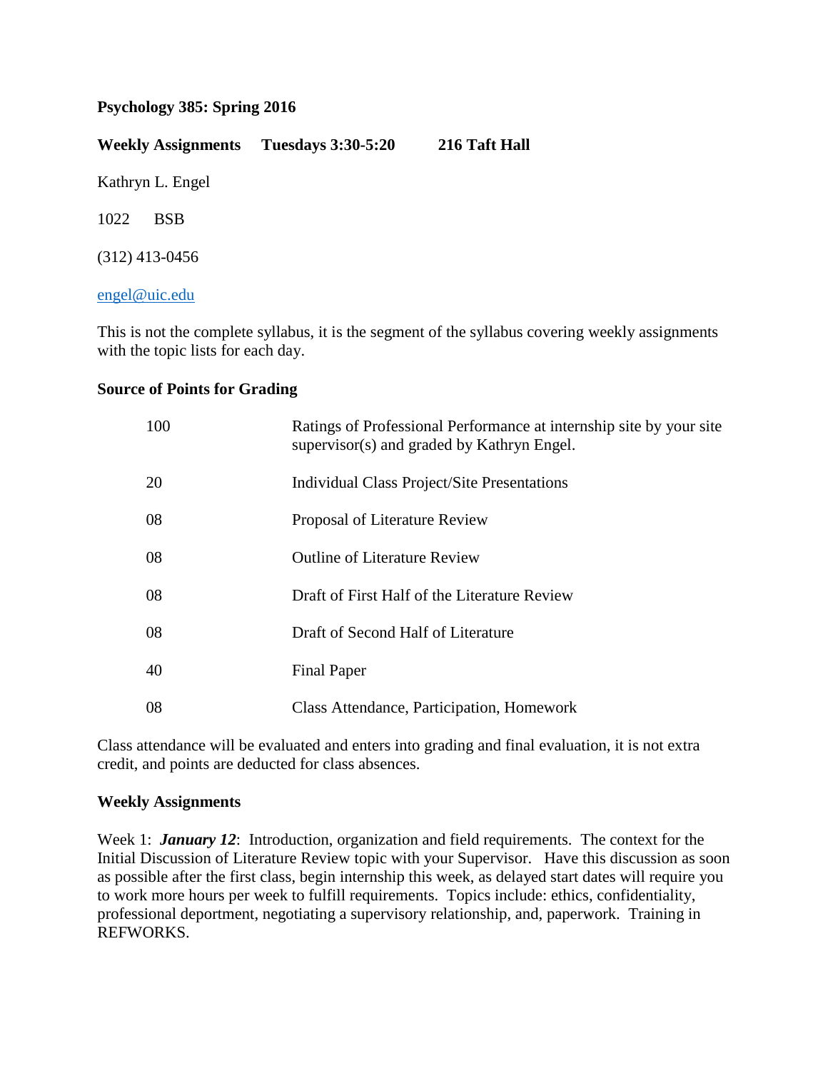**Psychology 385: Spring 2016**

**Weekly Assignments     Tuesdays 3:30-5:20          216 Taft Hall**

Kathryn L. Engel

1022     BSB

(312) 413-0456

engel@uic.edu

This is not the complete syllabus, it is the segment of the syllabus covering weekly assignments with the topic lists for each day.

**Source of Points for Grading**

| | |
|---|---|
| 100 | Ratings of Professional Performance at internship site by your site supervisor(s) and graded by Kathryn Engel. |
| 20 | Individual Class Project/Site Presentations |
| 08 | Proposal of Literature Review |
| 08 | Outline of Literature Review |
| 08 | Draft of First Half of the Literature Review |
| 08 | Draft of Second Half of Literature |
| 40 | Final Paper |
| 08 | Class Attendance, Participation, Homework |

Class attendance will be evaluated and enters into grading and final evaluation, it is not extra credit, and points are deducted for class absences.

**Weekly Assignments**

Week 1: ***January 12***: Introduction, organization and field requirements. The context for the Initial Discussion of Literature Review topic with your Supervisor. Have this discussion as soon as possible after the first class, begin internship this week, as delayed start dates will require you to work more hours per week to fulfill requirements. Topics include: ethics, confidentiality, professional deportment, negotiating a supervisory relationship, and, paperwork. Training in REFWORKS.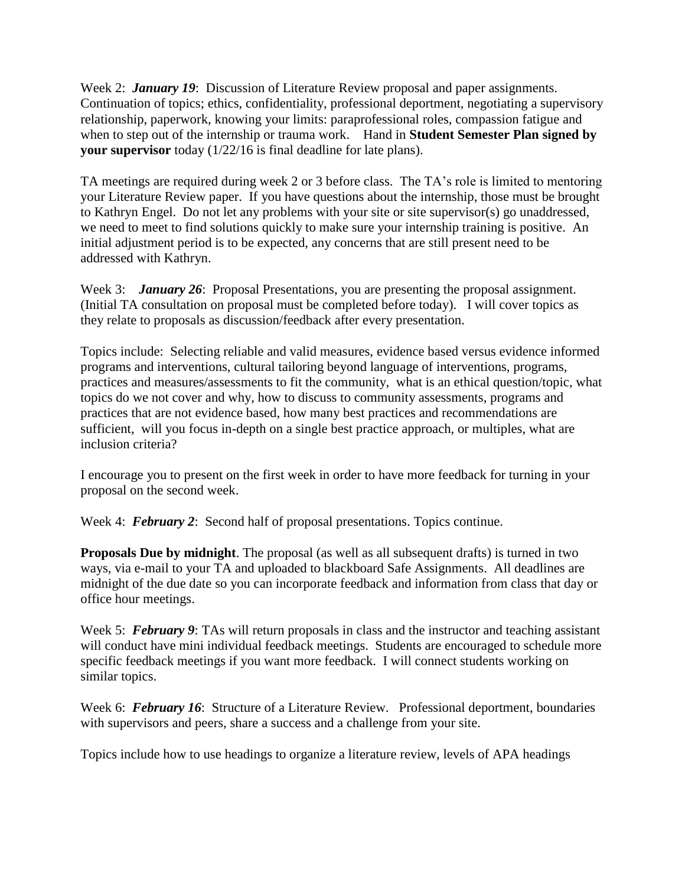Week 2: ***January 19***: Discussion of Literature Review proposal and paper assignments. Continuation of topics; ethics, confidentiality, professional deportment, negotiating a supervisory relationship, paperwork, knowing your limits: paraprofessional roles, compassion fatigue and when to step out of the internship or trauma work. Hand in **Student Semester Plan signed by your supervisor** today (1/22/16 is final deadline for late plans).

TA meetings are required during week 2 or 3 before class. The TA's role is limited to mentoring your Literature Review paper. If you have questions about the internship, those must be brought to Kathryn Engel. Do not let any problems with your site or site supervisor(s) go unaddressed, we need to meet to find solutions quickly to make sure your internship training is positive. An initial adjustment period is to be expected, any concerns that are still present need to be addressed with Kathryn.

Week 3: ***January 26***: Proposal Presentations, you are presenting the proposal assignment. (Initial TA consultation on proposal must be completed before today). I will cover topics as they relate to proposals as discussion/feedback after every presentation.

Topics include: Selecting reliable and valid measures, evidence based versus evidence informed programs and interventions, cultural tailoring beyond language of interventions, programs, practices and measures/assessments to fit the community, what is an ethical question/topic, what topics do we not cover and why, how to discuss to community assessments, programs and practices that are not evidence based, how many best practices and recommendations are sufficient, will you focus in-depth on a single best practice approach, or multiples, what are inclusion criteria?

I encourage you to present on the first week in order to have more feedback for turning in your proposal on the second week.

Week 4: ***February 2***: Second half of proposal presentations. Topics continue.

**Proposals Due by midnight**. The proposal (as well as all subsequent drafts) is turned in two ways, via e-mail to your TA and uploaded to blackboard Safe Assignments. All deadlines are midnight of the due date so you can incorporate feedback and information from class that day or office hour meetings.

Week 5: ***February 9***: TAs will return proposals in class and the instructor and teaching assistant will conduct have mini individual feedback meetings. Students are encouraged to schedule more specific feedback meetings if you want more feedback. I will connect students working on similar topics.

Week 6: ***February 16***: Structure of a Literature Review. Professional deportment, boundaries with supervisors and peers, share a success and a challenge from your site.

Topics include how to use headings to organize a literature review, levels of APA headings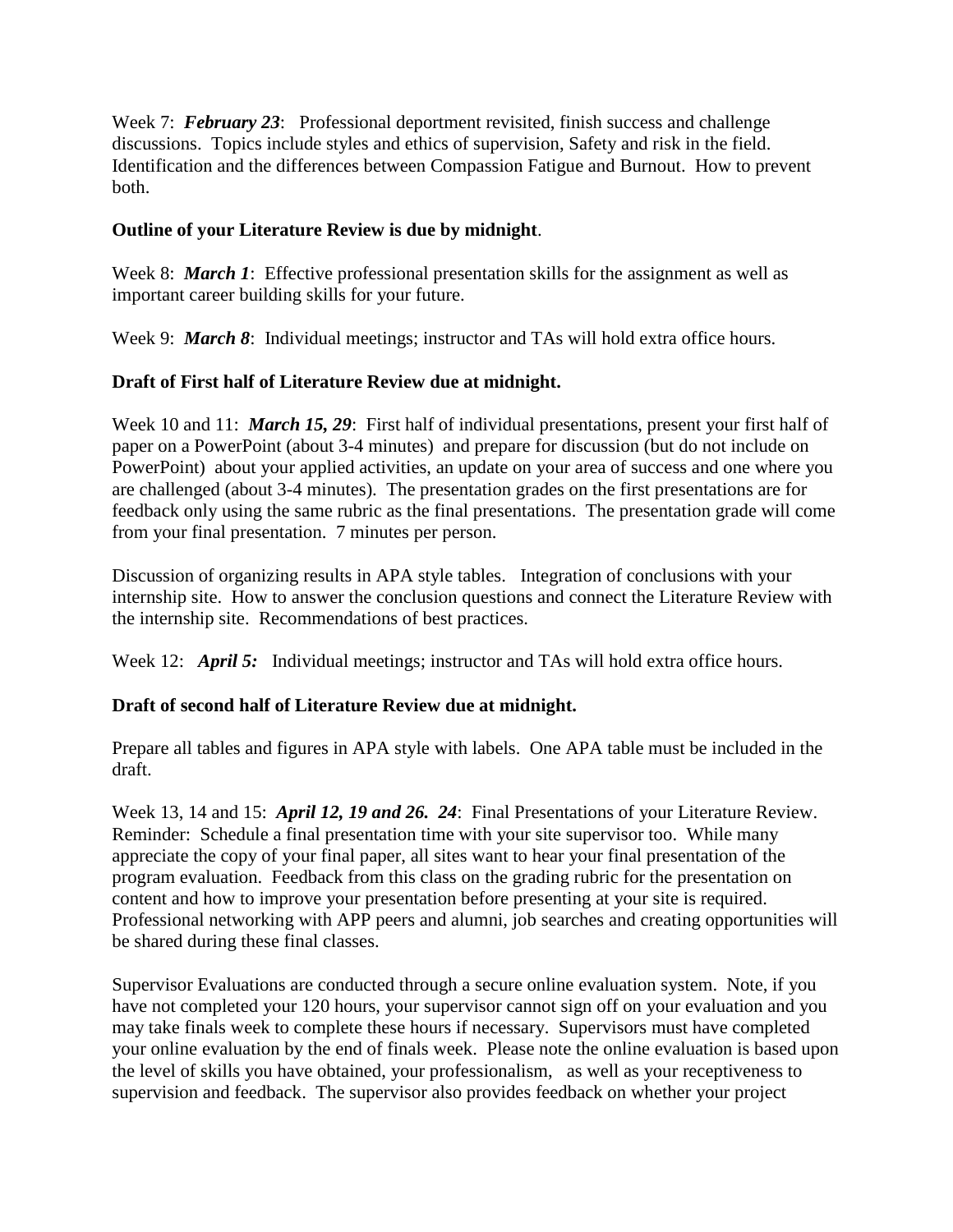Week 7: ***February 23***: Professional deportment revisited, finish success and challenge discussions. Topics include styles and ethics of supervision, Safety and risk in the field. Identification and the differences between Compassion Fatigue and Burnout. How to prevent both.

**Outline of your Literature Review is due by midnight**.

Week 8: ***March 1***: Effective professional presentation skills for the assignment as well as important career building skills for your future.

Week 9: ***March 8***: Individual meetings; instructor and TAs will hold extra office hours.

**Draft of First half of Literature Review due at midnight.**

Week 10 and 11: ***March 15, 29***: First half of individual presentations, present your first half of paper on a PowerPoint (about 3-4 minutes) and prepare for discussion (but do not include on PowerPoint) about your applied activities, an update on your area of success and one where you are challenged (about 3-4 minutes). The presentation grades on the first presentations are for feedback only using the same rubric as the final presentations. The presentation grade will come from your final presentation. 7 minutes per person.

Discussion of organizing results in APA style tables. Integration of conclusions with your internship site. How to answer the conclusion questions and connect the Literature Review with the internship site. Recommendations of best practices.

Week 12: ***April 5:*** Individual meetings; instructor and TAs will hold extra office hours.

**Draft of second half of Literature Review due at midnight.**

Prepare all tables and figures in APA style with labels. One APA table must be included in the draft.

Week 13, 14 and 15: ***April 12, 19 and 26. 24***: Final Presentations of your Literature Review. Reminder: Schedule a final presentation time with your site supervisor too. While many appreciate the copy of your final paper, all sites want to hear your final presentation of the program evaluation. Feedback from this class on the grading rubric for the presentation on content and how to improve your presentation before presenting at your site is required. Professional networking with APP peers and alumni, job searches and creating opportunities will be shared during these final classes.

Supervisor Evaluations are conducted through a secure online evaluation system. Note, if you have not completed your 120 hours, your supervisor cannot sign off on your evaluation and you may take finals week to complete these hours if necessary. Supervisors must have completed your online evaluation by the end of finals week. Please note the online evaluation is based upon the level of skills you have obtained, your professionalism, as well as your receptiveness to supervision and feedback. The supervisor also provides feedback on whether your project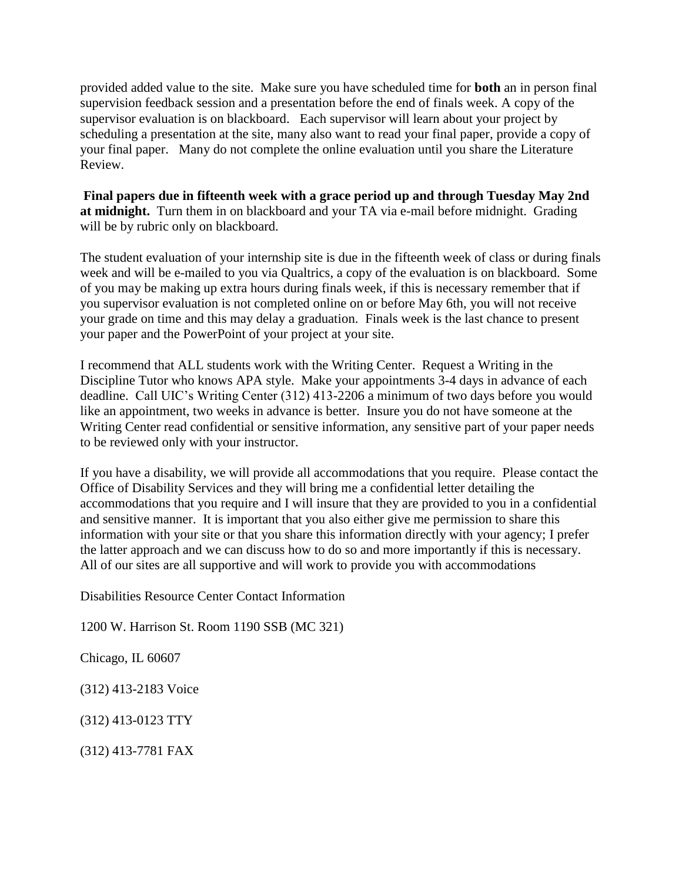provided added value to the site. Make sure you have scheduled time for **both** an in person final supervision feedback session and a presentation before the end of finals week. A copy of the supervisor evaluation is on blackboard. Each supervisor will learn about your project by scheduling a presentation at the site, many also want to read your final paper, provide a copy of your final paper. Many do not complete the online evaluation until you share the Literature Review.

**Final papers due in fifteenth week with a grace period up and through Tuesday May 2nd at midnight.** Turn them in on blackboard and your TA via e-mail before midnight. Grading will be by rubric only on blackboard.

The student evaluation of your internship site is due in the fifteenth week of class or during finals week and will be e-mailed to you via Qualtrics, a copy of the evaluation is on blackboard. Some of you may be making up extra hours during finals week, if this is necessary remember that if you supervisor evaluation is not completed online on or before May 6th, you will not receive your grade on time and this may delay a graduation. Finals week is the last chance to present your paper and the PowerPoint of your project at your site.

I recommend that ALL students work with the Writing Center. Request a Writing in the Discipline Tutor who knows APA style. Make your appointments 3-4 days in advance of each deadline. Call UIC's Writing Center (312) 413-2206 a minimum of two days before you would like an appointment, two weeks in advance is better. Insure you do not have someone at the Writing Center read confidential or sensitive information, any sensitive part of your paper needs to be reviewed only with your instructor.

If you have a disability, we will provide all accommodations that you require. Please contact the Office of Disability Services and they will bring me a confidential letter detailing the accommodations that you require and I will insure that they are provided to you in a confidential and sensitive manner. It is important that you also either give me permission to share this information with your site or that you share this information directly with your agency; I prefer the latter approach and we can discuss how to do so and more importantly if this is necessary. All of our sites are all supportive and will work to provide you with accommodations

Disabilities Resource Center Contact Information

1200 W. Harrison St. Room 1190 SSB (MC 321)

Chicago, IL 60607

(312) 413-2183 Voice

(312) 413-0123 TTY

(312) 413-7781 FAX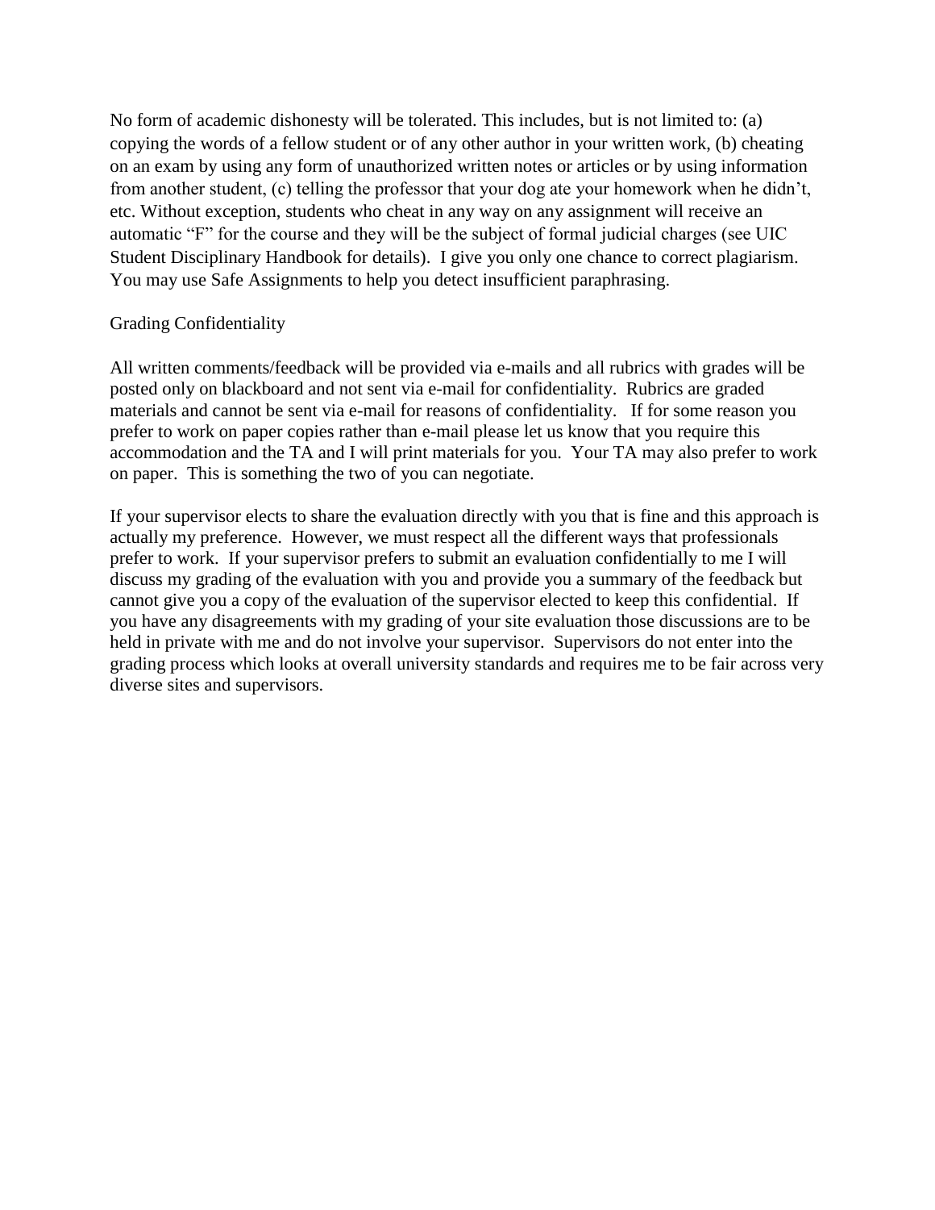No form of academic dishonesty will be tolerated. This includes, but is not limited to: (a) copying the words of a fellow student or of any other author in your written work, (b) cheating on an exam by using any form of unauthorized written notes or articles or by using information from another student, (c) telling the professor that your dog ate your homework when he didn't, etc. Without exception, students who cheat in any way on any assignment will receive an automatic "F" for the course and they will be the subject of formal judicial charges (see UIC Student Disciplinary Handbook for details). I give you only one chance to correct plagiarism. You may use Safe Assignments to help you detect insufficient paraphrasing.

## Grading Confidentiality

All written comments/feedback will be provided via e-mails and all rubrics with grades will be posted only on blackboard and not sent via e-mail for confidentiality. Rubrics are graded materials and cannot be sent via e-mail for reasons of confidentiality. If for some reason you prefer to work on paper copies rather than e-mail please let us know that you require this accommodation and the TA and I will print materials for you. Your TA may also prefer to work on paper. This is something the two of you can negotiate.

If your supervisor elects to share the evaluation directly with you that is fine and this approach is actually my preference. However, we must respect all the different ways that professionals prefer to work. If your supervisor prefers to submit an evaluation confidentially to me I will discuss my grading of the evaluation with you and provide you a summary of the feedback but cannot give you a copy of the evaluation of the supervisor elected to keep this confidential. If you have any disagreements with my grading of your site evaluation those discussions are to be held in private with me and do not involve your supervisor. Supervisors do not enter into the grading process which looks at overall university standards and requires me to be fair across very diverse sites and supervisors.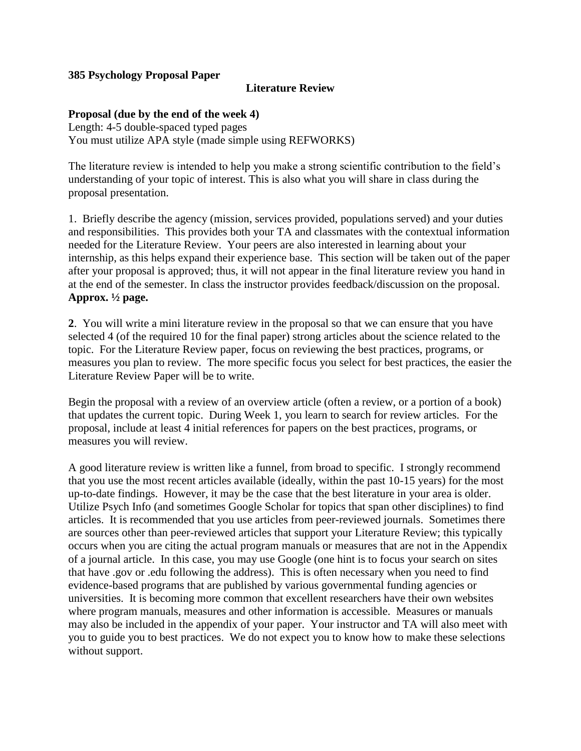**385 Psychology Proposal Paper**

**Literature Review**

**Proposal (due by the end of the week 4)**
Length: 4-5 double-spaced typed pages
You must utilize APA style (made simple using REFWORKS)

The literature review is intended to help you make a strong scientific contribution to the field's understanding of your topic of interest. This is also what you will share in class during the proposal presentation.

1. Briefly describe the agency (mission, services provided, populations served) and your duties and responsibilities. This provides both your TA and classmates with the contextual information needed for the Literature Review. Your peers are also interested in learning about your internship, as this helps expand their experience base. This section will be taken out of the paper after your proposal is approved; thus, it will not appear in the final literature review you hand in at the end of the semester. In class the instructor provides feedback/discussion on the proposal. **Approx. ½ page.**

**2**. You will write a mini literature review in the proposal so that we can ensure that you have selected 4 (of the required 10 for the final paper) strong articles about the science related to the topic. For the Literature Review paper, focus on reviewing the best practices, programs, or measures you plan to review. The more specific focus you select for best practices, the easier the Literature Review Paper will be to write.

Begin the proposal with a review of an overview article (often a review, or a portion of a book) that updates the current topic. During Week 1, you learn to search for review articles. For the proposal, include at least 4 initial references for papers on the best practices, programs, or measures you will review.

A good literature review is written like a funnel, from broad to specific. I strongly recommend that you use the most recent articles available (ideally, within the past 10-15 years) for the most up-to-date findings. However, it may be the case that the best literature in your area is older. Utilize Psych Info (and sometimes Google Scholar for topics that span other disciplines) to find articles. It is recommended that you use articles from peer-reviewed journals. Sometimes there are sources other than peer-reviewed articles that support your Literature Review; this typically occurs when you are citing the actual program manuals or measures that are not in the Appendix of a journal article. In this case, you may use Google (one hint is to focus your search on sites that have .gov or .edu following the address). This is often necessary when you need to find evidence-based programs that are published by various governmental funding agencies or universities. It is becoming more common that excellent researchers have their own websites where program manuals, measures and other information is accessible. Measures or manuals may also be included in the appendix of your paper. Your instructor and TA will also meet with you to guide you to best practices. We do not expect you to know how to make these selections without support.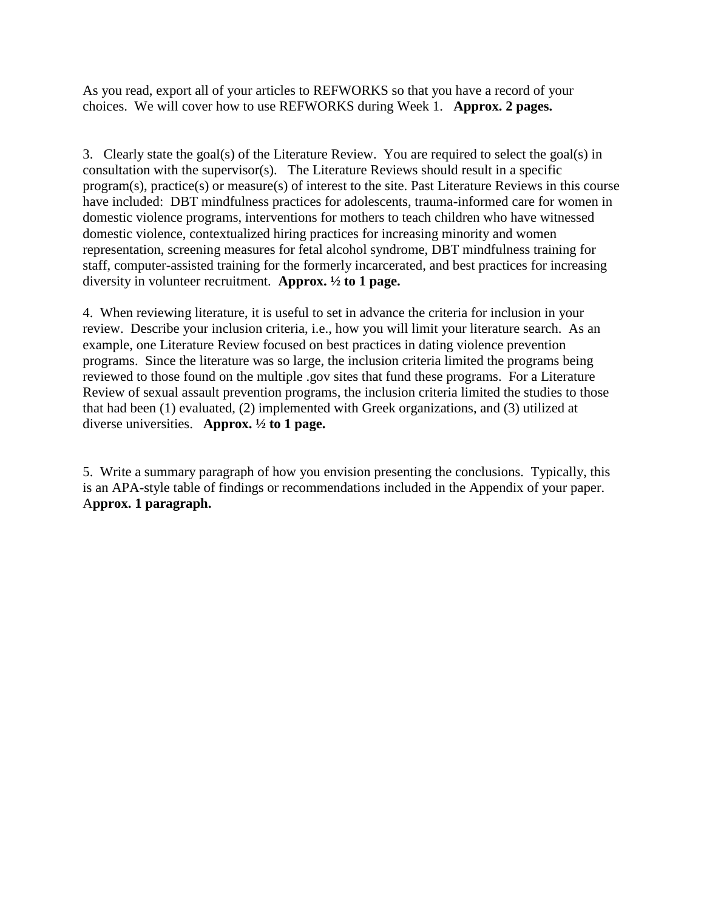As you read, export all of your articles to REFWORKS so that you have a record of your choices. We will cover how to use REFWORKS during Week 1. **Approx. 2 pages.**

3. Clearly state the goal(s) of the Literature Review. You are required to select the goal(s) in consultation with the supervisor(s). The Literature Reviews should result in a specific program(s), practice(s) or measure(s) of interest to the site. Past Literature Reviews in this course have included: DBT mindfulness practices for adolescents, trauma-informed care for women in domestic violence programs, interventions for mothers to teach children who have witnessed domestic violence, contextualized hiring practices for increasing minority and women representation, screening measures for fetal alcohol syndrome, DBT mindfulness training for staff, computer-assisted training for the formerly incarcerated, and best practices for increasing diversity in volunteer recruitment. **Approx. ½ to 1 page.**

4. When reviewing literature, it is useful to set in advance the criteria for inclusion in your review. Describe your inclusion criteria, i.e., how you will limit your literature search. As an example, one Literature Review focused on best practices in dating violence prevention programs. Since the literature was so large, the inclusion criteria limited the programs being reviewed to those found on the multiple .gov sites that fund these programs. For a Literature Review of sexual assault prevention programs, the inclusion criteria limited the studies to those that had been (1) evaluated, (2) implemented with Greek organizations, and (3) utilized at diverse universities. **Approx. ½ to 1 page.**

5. Write a summary paragraph of how you envision presenting the conclusions. Typically, this is an APA-style table of findings or recommendations included in the Appendix of your paper. **Approx. 1 paragraph.**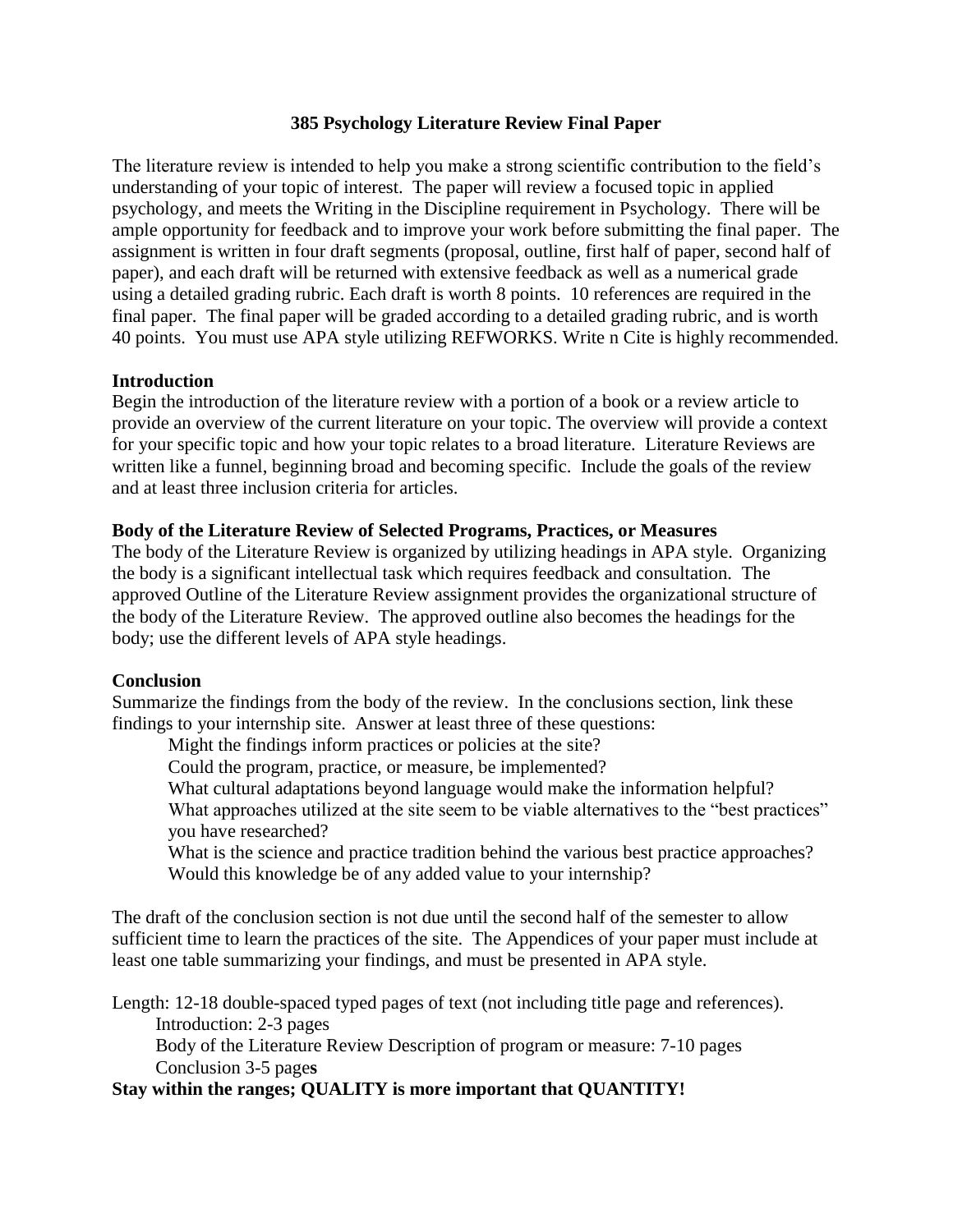# 385 Psychology Literature Review Final Paper

The literature review is intended to help you make a strong scientific contribution to the field's understanding of your topic of interest. The paper will review a focused topic in applied psychology, and meets the Writing in the Discipline requirement in Psychology. There will be ample opportunity for feedback and to improve your work before submitting the final paper. The assignment is written in four draft segments (proposal, outline, first half of paper, second half of paper), and each draft will be returned with extensive feedback as well as a numerical grade using a detailed grading rubric. Each draft is worth 8 points. 10 references are required in the final paper. The final paper will be graded according to a detailed grading rubric, and is worth 40 points. You must use APA style utilizing REFWORKS. Write n Cite is highly recommended.

**Introduction**

Begin the introduction of the literature review with a portion of a book or a review article to provide an overview of the current literature on your topic. The overview will provide a context for your specific topic and how your topic relates to a broad literature. Literature Reviews are written like a funnel, beginning broad and becoming specific. Include the goals of the review and at least three inclusion criteria for articles.

**Body of the Literature Review of Selected Programs, Practices, or Measures**

The body of the Literature Review is organized by utilizing headings in APA style. Organizing the body is a significant intellectual task which requires feedback and consultation. The approved Outline of the Literature Review assignment provides the organizational structure of the body of the Literature Review. The approved outline also becomes the headings for the body; use the different levels of APA style headings.

**Conclusion**

Summarize the findings from the body of the review. In the conclusions section, link these findings to your internship site. Answer at least three of these questions:

- Might the findings inform practices or policies at the site?
- Could the program, practice, or measure, be implemented?
- What cultural adaptations beyond language would make the information helpful?
- What approaches utilized at the site seem to be viable alternatives to the "best practices" you have researched?
- What is the science and practice tradition behind the various best practice approaches?
- Would this knowledge be of any added value to your internship?

The draft of the conclusion section is not due until the second half of the semester to allow sufficient time to learn the practices of the site. The Appendices of your paper must include at least one table summarizing your findings, and must be presented in APA style.

Length: 12-18 double-spaced typed pages of text (not including title page and references).

- Introduction: 2-3 pages
- Body of the Literature Review Description of program or measure: 7-10 pages
- Conclusion 3-5 pages

**Stay within the ranges; QUALITY is more important that QUANTITY!**